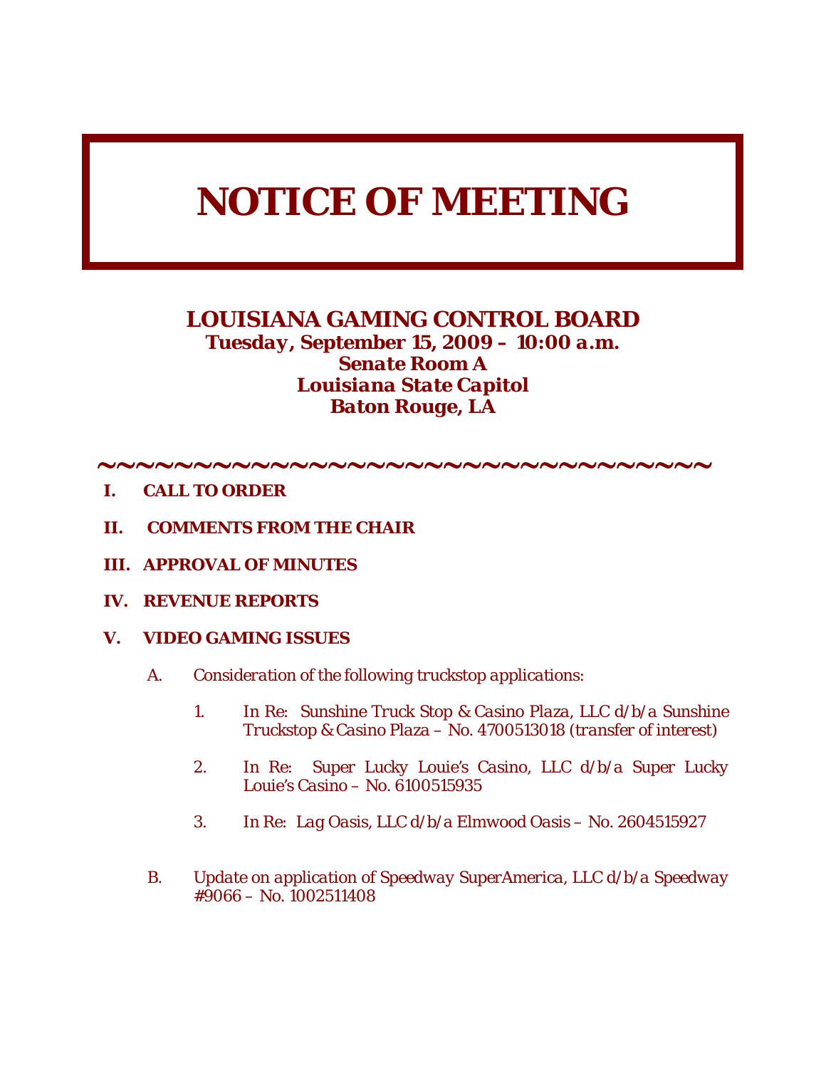# NOTICE OF MEETING

## LOUISIANA GAMING CONTROL BOARD

***Tuesday, September 15, 2009 – 10:00 a.m.***
***Senate Room A***
***Louisiana State Capitol***
***Baton Rouge, LA***

~~~~~~~~~~~~~~~~~~~~~~~~~~~~~~~~~~~

**I. CALL TO ORDER**

**II. COMMENTS FROM THE CHAIR**

**III. APPROVAL OF MINUTES**

**IV. REVENUE REPORTS**

**V. VIDEO GAMING ISSUES**

A. *Consideration of the following truckstop applications:*

1. *In Re: Sunshine Truck Stop & Casino Plaza, LLC d/b/a Sunshine Truckstop & Casino Plaza – No. 4700513018 (transfer of interest)*

2. *In Re: Super Lucky Louie's Casino, LLC d/b/a Super Lucky Louie's Casino – No. 6100515935*

3. *In Re: Lag Oasis, LLC d/b/a Elmwood Oasis – No. 2604515927*

B. *Update on application of Speedway SuperAmerica, LLC d/b/a Speedway #9066 – No. 1002511408*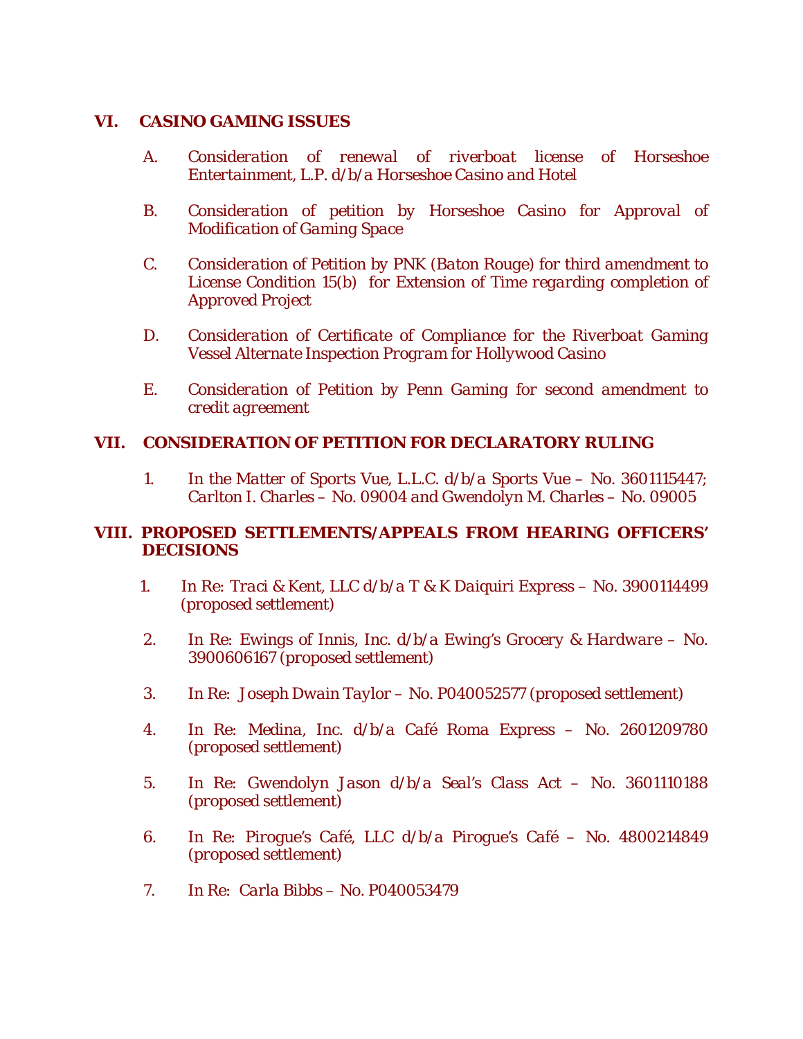## VI. CASINO GAMING ISSUES

A. *Consideration of renewal of riverboat license of Horseshoe Entertainment, L.P. d/b/a Horseshoe Casino and Hotel*

B. *Consideration of petition by Horseshoe Casino for Approval of Modification of Gaming Space*

C. *Consideration of Petition by PNK (Baton Rouge) for third amendment to License Condition 15(b) for Extension of Time regarding completion of Approved Project*

D. *Consideration of Certificate of Compliance for the Riverboat Gaming Vessel Alternate Inspection Program for Hollywood Casino*

E. *Consideration of Petition by Penn Gaming for second amendment to credit agreement*

## VII. CONSIDERATION OF PETITION FOR DECLARATORY RULING

1. *In the Matter of Sports Vue, L.L.C. d/b/a Sports Vue – No. 3601115447; Carlton I. Charles – No. 09004 and Gwendolyn M. Charles – No. 09005*

## VIII. PROPOSED SETTLEMENTS/APPEALS FROM HEARING OFFICERS' DECISIONS

1. *In Re: Traci & Kent, LLC d/b/a T & K Daiquiri Express – No. 3900114499 (proposed settlement)*

2. *In Re: Ewings of Innis, Inc. d/b/a Ewing's Grocery & Hardware – No. 3900606167 (proposed settlement)*

3. *In Re: Joseph Dwain Taylor – No. P040052577 (proposed settlement)*

4. *In Re: Medina, Inc. d/b/a Café Roma Express – No. 2601209780 (proposed settlement)*

5. *In Re: Gwendolyn Jason d/b/a Seal's Class Act – No. 3601110188 (proposed settlement)*

6. *In Re: Pirogue's Café, LLC d/b/a Pirogue's Café – No. 4800214849 (proposed settlement)*

7. *In Re: Carla Bibbs – No. P040053479*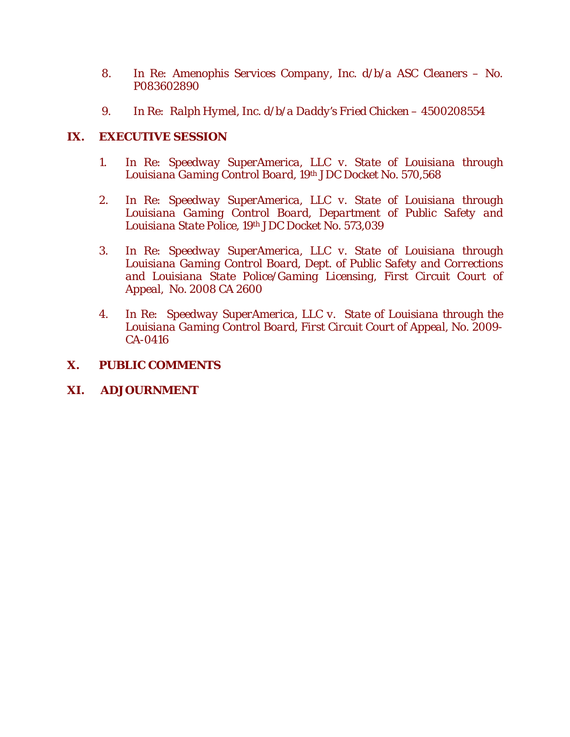8. *In Re: Amenophis Services Company, Inc. d/b/a ASC Cleaners – No. P083602890*

9. *In Re: Ralph Hymel, Inc. d/b/a Daddy's Fried Chicken – 4500208554*

## IX. EXECUTIVE SESSION

1. *In Re: Speedway SuperAmerica, LLC v. State of Louisiana through Louisiana Gaming Control Board, 19th JDC Docket No. 570,568*

2. *In Re: Speedway SuperAmerica, LLC v. State of Louisiana through Louisiana Gaming Control Board, Department of Public Safety and Louisiana State Police, 19th JDC Docket No. 573,039*

3. *In Re: Speedway SuperAmerica, LLC v. State of Louisiana through Louisiana Gaming Control Board, Dept. of Public Safety and Corrections and Louisiana State Police/Gaming Licensing, First Circuit Court of Appeal, No. 2008 CA 2600*

4. *In Re: Speedway SuperAmerica, LLC v. State of Louisiana through the Louisiana Gaming Control Board, First Circuit Court of Appeal, No. 2009-CA-0416*

## X. PUBLIC COMMENTS

## XI. ADJOURNMENT